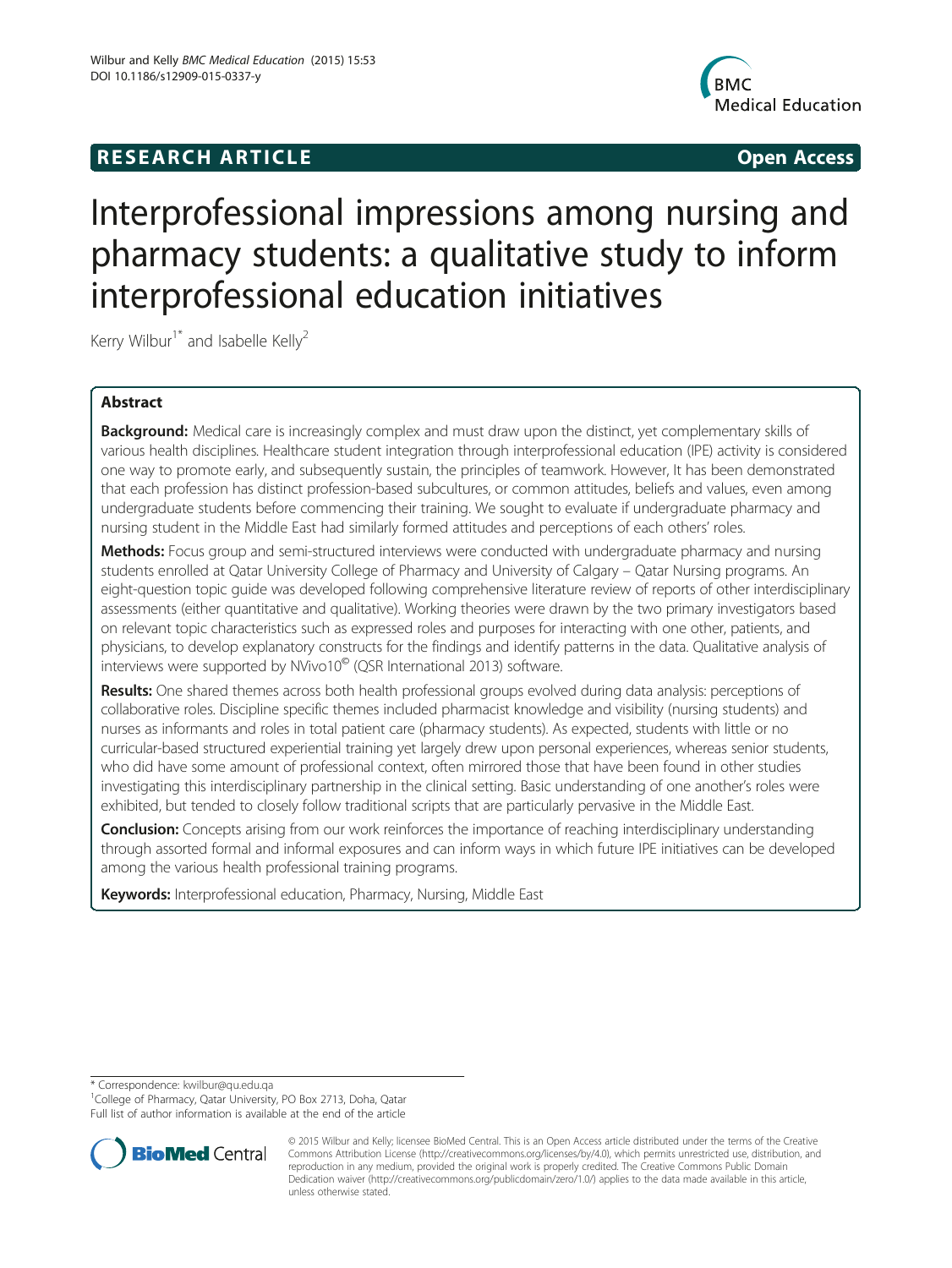**RESEARCH ARTICLE** **Open Access**

# Interprofessional impressions among nursing and pharmacy students: a qualitative study to inform interprofessional education initiatives

Kerry Wilbur[1*] and Isabelle Kelly[2]

## Abstract

**Background:** Medical care is increasingly complex and must draw upon the distinct, yet complementary skills of various health disciplines. Healthcare student integration through interprofessional education (IPE) activity is considered one way to promote early, and subsequently sustain, the principles of teamwork. However, It has been demonstrated that each profession has distinct profession-based subcultures, or common attitudes, beliefs and values, even among undergraduate students before commencing their training. We sought to evaluate if undergraduate pharmacy and nursing student in the Middle East had similarly formed attitudes and perceptions of each others' roles.

**Methods:** Focus group and semi-structured interviews were conducted with undergraduate pharmacy and nursing students enrolled at Qatar University College of Pharmacy and University of Calgary – Qatar Nursing programs. An eight-question topic guide was developed following comprehensive literature review of reports of other interdisciplinary assessments (either quantitative and qualitative). Working theories were drawn by the two primary investigators based on relevant topic characteristics such as expressed roles and purposes for interacting with one other, patients, and physicians, to develop explanatory constructs for the findings and identify patterns in the data. Qualitative analysis of interviews were supported by NVivo10© (QSR International 2013) software.

**Results:** One shared themes across both health professional groups evolved during data analysis: perceptions of collaborative roles. Discipline specific themes included pharmacist knowledge and visibility (nursing students) and nurses as informants and roles in total patient care (pharmacy students). As expected, students with little or no curricular-based structured experiential training yet largely drew upon personal experiences, whereas senior students, who did have some amount of professional context, often mirrored those that have been found in other studies investigating this interdisciplinary partnership in the clinical setting. Basic understanding of one another's roles were exhibited, but tended to closely follow traditional scripts that are particularly pervasive in the Middle East.

**Conclusion:** Concepts arising from our work reinforces the importance of reaching interdisciplinary understanding through assorted formal and informal exposures and can inform ways in which future IPE initiatives can be developed among the various health professional training programs.

**Keywords:** Interprofessional education, Pharmacy, Nursing, Middle East

---

\* Correspondence: kwilbur@qu.edu.qa
[1]College of Pharmacy, Qatar University, PO Box 2713, Doha, Qatar
Full list of author information is available at the end of the article

© 2015 Wilbur and Kelly; licensee BioMed Central. This is an Open Access article distributed under the terms of the Creative Commons Attribution License (http://creativecommons.org/licenses/by/4.0), which permits unrestricted use, distribution, and reproduction in any medium, provided the original work is properly credited. The Creative Commons Public Domain Dedication waiver (http://creativecommons.org/publicdomain/zero/1.0/) applies to the data made available in this article, unless otherwise stated.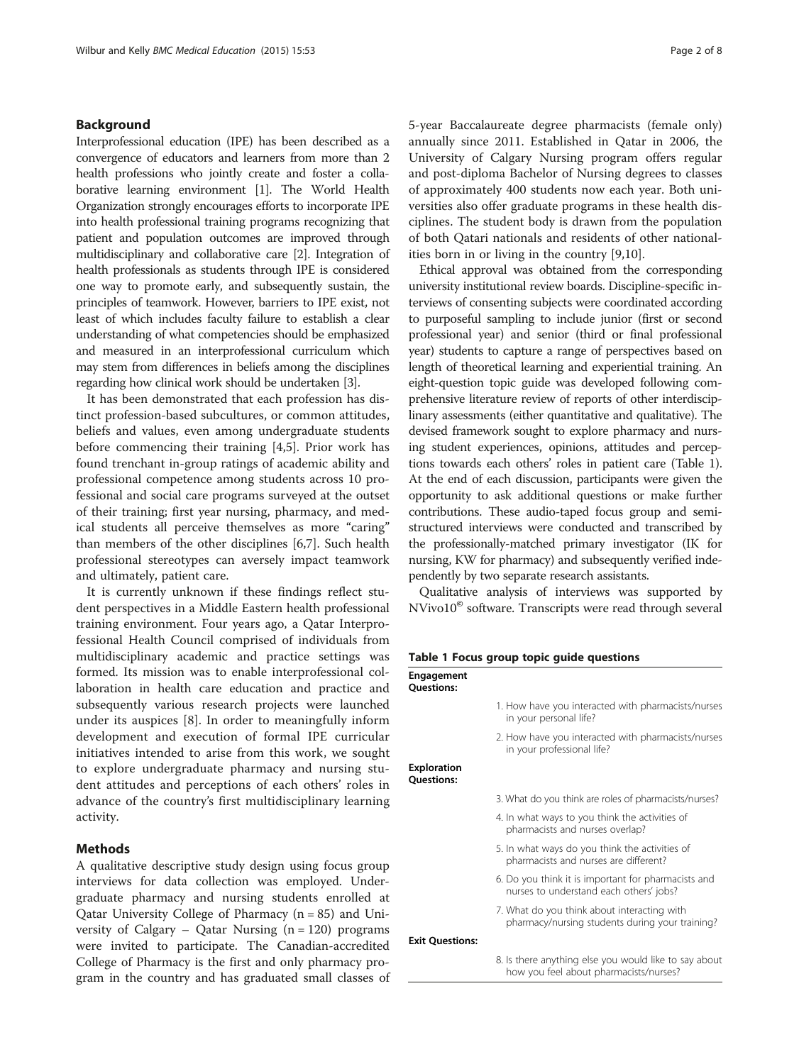## Background

Interprofessional education (IPE) has been described as a convergence of educators and learners from more than 2 health professions who jointly create and foster a collaborative learning environment [1]. The World Health Organization strongly encourages efforts to incorporate IPE into health professional training programs recognizing that patient and population outcomes are improved through multidisciplinary and collaborative care [2]. Integration of health professionals as students through IPE is considered one way to promote early, and subsequently sustain, the principles of teamwork. However, barriers to IPE exist, not least of which includes faculty failure to establish a clear understanding of what competencies should be emphasized and measured in an interprofessional curriculum which may stem from differences in beliefs among the disciplines regarding how clinical work should be undertaken [3].

It has been demonstrated that each profession has distinct profession-based subcultures, or common attitudes, beliefs and values, even among undergraduate students before commencing their training [4,5]. Prior work has found trenchant in-group ratings of academic ability and professional competence among students across 10 professional and social care programs surveyed at the outset of their training; first year nursing, pharmacy, and medical students all perceive themselves as more "caring" than members of the other disciplines [6,7]. Such health professional stereotypes can aversely impact teamwork and ultimately, patient care.

It is currently unknown if these findings reflect student perspectives in a Middle Eastern health professional training environment. Four years ago, a Qatar Interprofessional Health Council comprised of individuals from multidisciplinary academic and practice settings was formed. Its mission was to enable interprofessional collaboration in health care education and practice and subsequently various research projects were launched under its auspices [8]. In order to meaningfully inform development and execution of formal IPE curricular initiatives intended to arise from this work, we sought to explore undergraduate pharmacy and nursing student attitudes and perceptions of each others' roles in advance of the country's first multidisciplinary learning activity.

## Methods

A qualitative descriptive study design using focus group interviews for data collection was employed. Undergraduate pharmacy and nursing students enrolled at Qatar University College of Pharmacy (n = 85) and University of Calgary – Qatar Nursing (n = 120) programs were invited to participate. The Canadian-accredited College of Pharmacy is the first and only pharmacy program in the country and has graduated small classes of 5-year Baccalaureate degree pharmacists (female only) annually since 2011. Established in Qatar in 2006, the University of Calgary Nursing program offers regular and post-diploma Bachelor of Nursing degrees to classes of approximately 400 students now each year. Both universities also offer graduate programs in these health disciplines. The student body is drawn from the population of both Qatari nationals and residents of other nationalities born in or living in the country [9,10].

Ethical approval was obtained from the corresponding university institutional review boards. Discipline-specific interviews of consenting subjects were coordinated according to purposeful sampling to include junior (first or second professional year) and senior (third or final professional year) students to capture a range of perspectives based on length of theoretical learning and experiential training. An eight-question topic guide was developed following comprehensive literature review of reports of other interdisciplinary assessments (either quantitative and qualitative). The devised framework sought to explore pharmacy and nursing student experiences, opinions, attitudes and perceptions towards each others' roles in patient care (Table 1). At the end of each discussion, participants were given the opportunity to ask additional questions or make further contributions. These audio-taped focus group and semi-structured interviews were conducted and transcribed by the professionally-matched primary investigator (IK for nursing, KW for pharmacy) and subsequently verified independently by two separate research assistants.

Qualitative analysis of interviews was supported by NVivo10© software. Transcripts were read through several

**Table 1 Focus group topic guide questions**

| | |
|---|---|
| **Engagement Questions:** | |
| | 1. How have you interacted with pharmacists/nurses in your personal life? |
| | 2. How have you interacted with pharmacists/nurses in your professional life? |
| **Exploration Questions:** | |
| | 3. What do you think are roles of pharmacists/nurses? |
| | 4. In what ways to you think the activities of pharmacists and nurses overlap? |
| | 5. In what ways do you think the activities of pharmacists and nurses are different? |
| | 6. Do you think it is important for pharmacists and nurses to understand each others' jobs? |
| | 7. What do you think about interacting with pharmacy/nursing students during your training? |
| **Exit Questions:** | |
| | 8. Is there anything else you would like to say about how you feel about pharmacists/nurses? |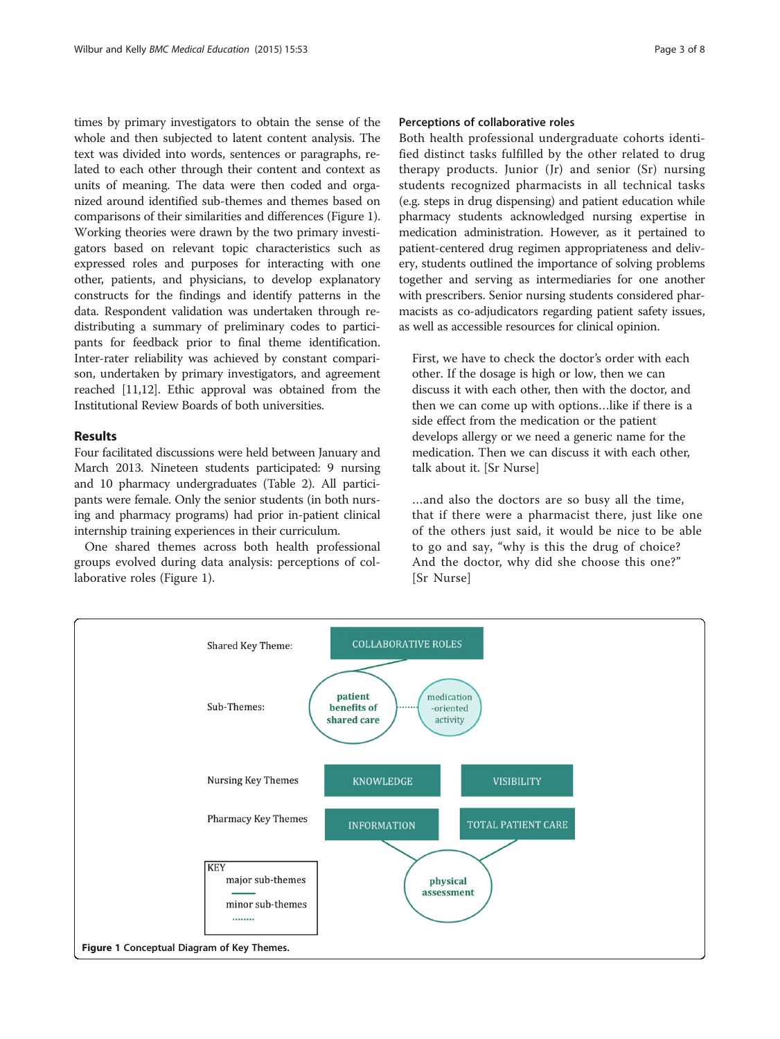times by primary investigators to obtain the sense of the whole and then subjected to latent content analysis. The text was divided into words, sentences or paragraphs, related to each other through their content and context as units of meaning. The data were then coded and organized around identified sub-themes and themes based on comparisons of their similarities and differences (Figure 1). Working theories were drawn by the two primary investigators based on relevant topic characteristics such as expressed roles and purposes for interacting with one other, patients, and physicians, to develop explanatory constructs for the findings and identify patterns in the data. Respondent validation was undertaken through redistributing a summary of preliminary codes to participants for feedback prior to final theme identification. Inter-rater reliability was achieved by constant comparison, undertaken by primary investigators, and agreement reached [11,12]. Ethic approval was obtained from the Institutional Review Boards of both universities.

## Results

Four facilitated discussions were held between January and March 2013. Nineteen students participated: 9 nursing and 10 pharmacy undergraduates (Table 2). All participants were female. Only the senior students (in both nursing and pharmacy programs) had prior in-patient clinical internship training experiences in their curriculum.

One shared themes across both health professional groups evolved during data analysis: perceptions of collaborative roles (Figure 1).

### Perceptions of collaborative roles

Both health professional undergraduate cohorts identified distinct tasks fulfilled by the other related to drug therapy products. Junior (Jr) and senior (Sr) nursing students recognized pharmacists in all technical tasks (e.g. steps in drug dispensing) and patient education while pharmacy students acknowledged nursing expertise in medication administration. However, as it pertained to patient-centered drug regimen appropriateness and delivery, students outlined the importance of solving problems together and serving as intermediaries for one another with prescribers. Senior nursing students considered pharmacists as co-adjudicators regarding patient safety issues, as well as accessible resources for clinical opinion.

> First, we have to check the doctor's order with each other. If the dosage is high or low, then we can discuss it with each other, then with the doctor, and then we can come up with options…like if there is a side effect from the medication or the patient develops allergy or we need a generic name for the medication. Then we can discuss it with each other, talk about it. [Sr Nurse]

> …and also the doctors are so busy all the time, that if there were a pharmacist there, just like one of the others just said, it would be nice to be able to go and say, "why is this the drug of choice? And the doctor, why did she choose this one?" [Sr Nurse]

Shared Key Theme: COLLABORATIVE ROLES

Sub-Themes: patient benefits of shared care; medication-oriented activity

Nursing Key Themes: KNOWLEDGE; VISIBILITY

Pharmacy Key Themes: INFORMATION; TOTAL PATIENT CARE

physical assessment

KEY: major sub-themes; minor sub-themes

**Figure 1** Conceptual Diagram of Key Themes.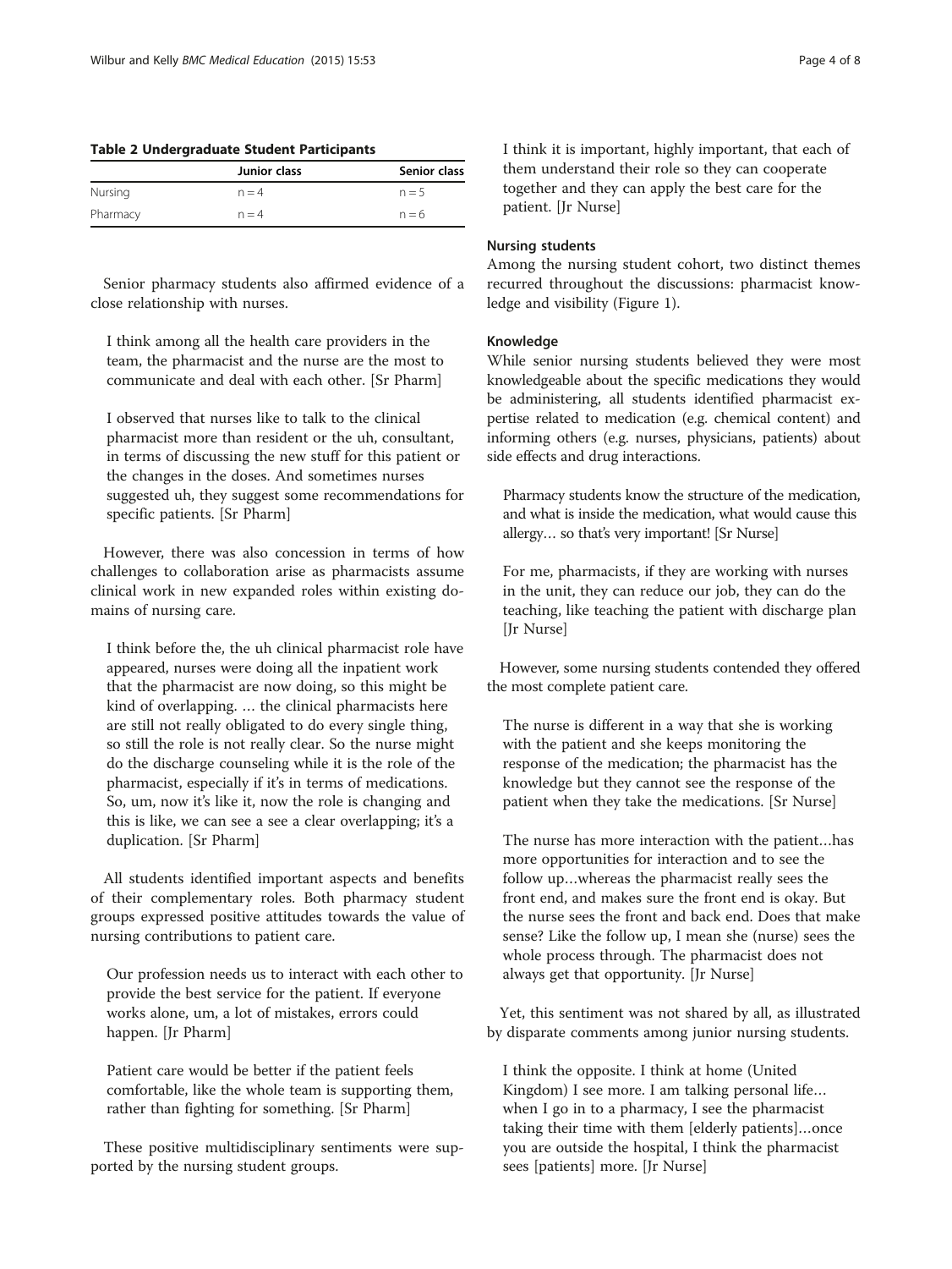**Table 2 Undergraduate Student Participants**

| | Junior class | Senior class |
|---|---|---|
| Nursing | n = 4 | n = 5 |
| Pharmacy | n = 4 | n = 6 |

Senior pharmacy students also affirmed evidence of a close relationship with nurses.

> I think among all the health care providers in the team, the pharmacist and the nurse are the most to communicate and deal with each other. [Sr Pharm]

> I observed that nurses like to talk to the clinical pharmacist more than resident or the uh, consultant, in terms of discussing the new stuff for this patient or the changes in the doses. And sometimes nurses suggested uh, they suggest some recommendations for specific patients. [Sr Pharm]

However, there was also concession in terms of how challenges to collaboration arise as pharmacists assume clinical work in new expanded roles within existing domains of nursing care.

> I think before the, the uh clinical pharmacist role have appeared, nurses were doing all the inpatient work that the pharmacist are now doing, so this might be kind of overlapping. … the clinical pharmacists here are still not really obligated to do every single thing, so still the role is not really clear. So the nurse might do the discharge counseling while it is the role of the pharmacist, especially if it's in terms of medications. So, um, now it's like it, now the role is changing and this is like, we can see a see a clear overlapping; it's a duplication. [Sr Pharm]

All students identified important aspects and benefits of their complementary roles. Both pharmacy student groups expressed positive attitudes towards the value of nursing contributions to patient care.

> Our profession needs us to interact with each other to provide the best service for the patient. If everyone works alone, um, a lot of mistakes, errors could happen. [Jr Pharm]

> Patient care would be better if the patient feels comfortable, like the whole team is supporting them, rather than fighting for something. [Sr Pharm]

These positive multidisciplinary sentiments were supported by the nursing student groups.

> I think it is important, highly important, that each of them understand their role so they can cooperate together and they can apply the best care for the patient. [Jr Nurse]

#### Nursing students

Among the nursing student cohort, two distinct themes recurred throughout the discussions: pharmacist knowledge and visibility (Figure 1).

#### Knowledge

While senior nursing students believed they were most knowledgeable about the specific medications they would be administering, all students identified pharmacist expertise related to medication (e.g. chemical content) and informing others (e.g. nurses, physicians, patients) about side effects and drug interactions.

> Pharmacy students know the structure of the medication, and what is inside the medication, what would cause this allergy… so that's very important! [Sr Nurse]

> For me, pharmacists, if they are working with nurses in the unit, they can reduce our job, they can do the teaching, like teaching the patient with discharge plan [Jr Nurse]

However, some nursing students contended they offered the most complete patient care.

> The nurse is different in a way that she is working with the patient and she keeps monitoring the response of the medication; the pharmacist has the knowledge but they cannot see the response of the patient when they take the medications. [Sr Nurse]

> The nurse has more interaction with the patient…has more opportunities for interaction and to see the follow up…whereas the pharmacist really sees the front end, and makes sure the front end is okay. But the nurse sees the front and back end. Does that make sense? Like the follow up, I mean she (nurse) sees the whole process through. The pharmacist does not always get that opportunity. [Jr Nurse]

Yet, this sentiment was not shared by all, as illustrated by disparate comments among junior nursing students.

> I think the opposite. I think at home (United Kingdom) I see more. I am talking personal life… when I go in to a pharmacy, I see the pharmacist taking their time with them [elderly patients]…once you are outside the hospital, I think the pharmacist sees [patients] more. [Jr Nurse]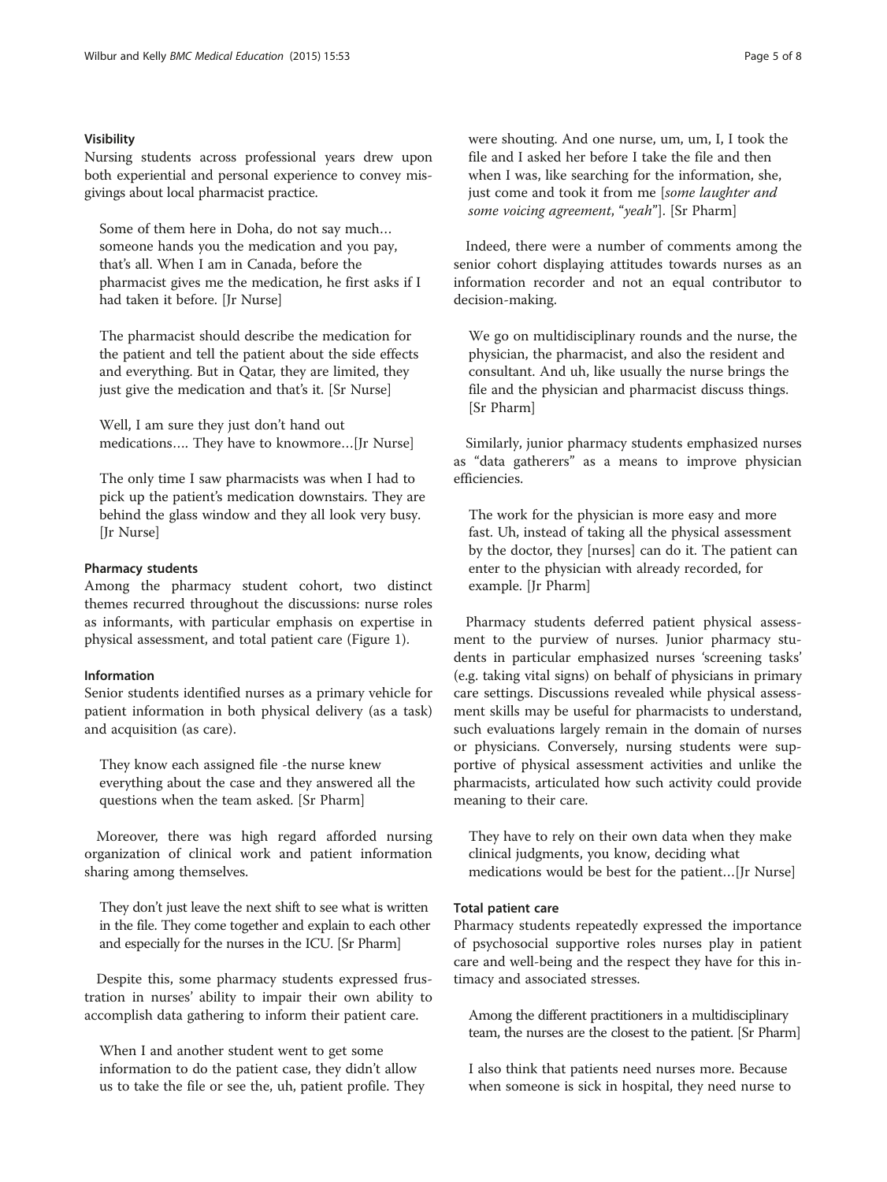#### Visibility

Nursing students across professional years drew upon both experiential and personal experience to convey misgivings about local pharmacist practice.

> Some of them here in Doha, do not say much… someone hands you the medication and you pay, that's all. When I am in Canada, before the pharmacist gives me the medication, he first asks if I had taken it before. [Jr Nurse]

> The pharmacist should describe the medication for the patient and tell the patient about the side effects and everything. But in Qatar, they are limited, they just give the medication and that's it. [Sr Nurse]

> Well, I am sure they just don't hand out medications…. They have to knowmore…[Jr Nurse]

> The only time I saw pharmacists was when I had to pick up the patient's medication downstairs. They are behind the glass window and they all look very busy. [Jr Nurse]

### Pharmacy students

Among the pharmacy student cohort, two distinct themes recurred throughout the discussions: nurse roles as informants, with particular emphasis on expertise in physical assessment, and total patient care (Figure 1).

#### Information

Senior students identified nurses as a primary vehicle for patient information in both physical delivery (as a task) and acquisition (as care).

> They know each assigned file -the nurse knew everything about the case and they answered all the questions when the team asked. [Sr Pharm]

Moreover, there was high regard afforded nursing organization of clinical work and patient information sharing among themselves.

> They don't just leave the next shift to see what is written in the file. They come together and explain to each other and especially for the nurses in the ICU. [Sr Pharm]

Despite this, some pharmacy students expressed frustration in nurses' ability to impair their own ability to accomplish data gathering to inform their patient care.

> When I and another student went to get some information to do the patient case, they didn't allow us to take the file or see the, uh, patient profile. They were shouting. And one nurse, um, um, I, I took the file and I asked her before I take the file and then when I was, like searching for the information, she, just come and took it from me [*some laughter and some voicing agreement*, "*yeah*"]. [Sr Pharm]

Indeed, there were a number of comments among the senior cohort displaying attitudes towards nurses as an information recorder and not an equal contributor to decision-making.

> We go on multidisciplinary rounds and the nurse, the physician, the pharmacist, and also the resident and consultant. And uh, like usually the nurse brings the file and the physician and pharmacist discuss things. [Sr Pharm]

Similarly, junior pharmacy students emphasized nurses as "data gatherers" as a means to improve physician efficiencies.

> The work for the physician is more easy and more fast. Uh, instead of taking all the physical assessment by the doctor, they [nurses] can do it. The patient can enter to the physician with already recorded, for example. [Jr Pharm]

Pharmacy students deferred patient physical assessment to the purview of nurses. Junior pharmacy students in particular emphasized nurses 'screening tasks' (e.g. taking vital signs) on behalf of physicians in primary care settings. Discussions revealed while physical assessment skills may be useful for pharmacists to understand, such evaluations largely remain in the domain of nurses or physicians. Conversely, nursing students were supportive of physical assessment activities and unlike the pharmacists, articulated how such activity could provide meaning to their care.

> They have to rely on their own data when they make clinical judgments, you know, deciding what medications would be best for the patient…[Jr Nurse]

#### Total patient care

Pharmacy students repeatedly expressed the importance of psychosocial supportive roles nurses play in patient care and well-being and the respect they have for this intimacy and associated stresses.

> Among the different practitioners in a multidisciplinary team, the nurses are the closest to the patient. [Sr Pharm]

> I also think that patients need nurses more. Because when someone is sick in hospital, they need nurse to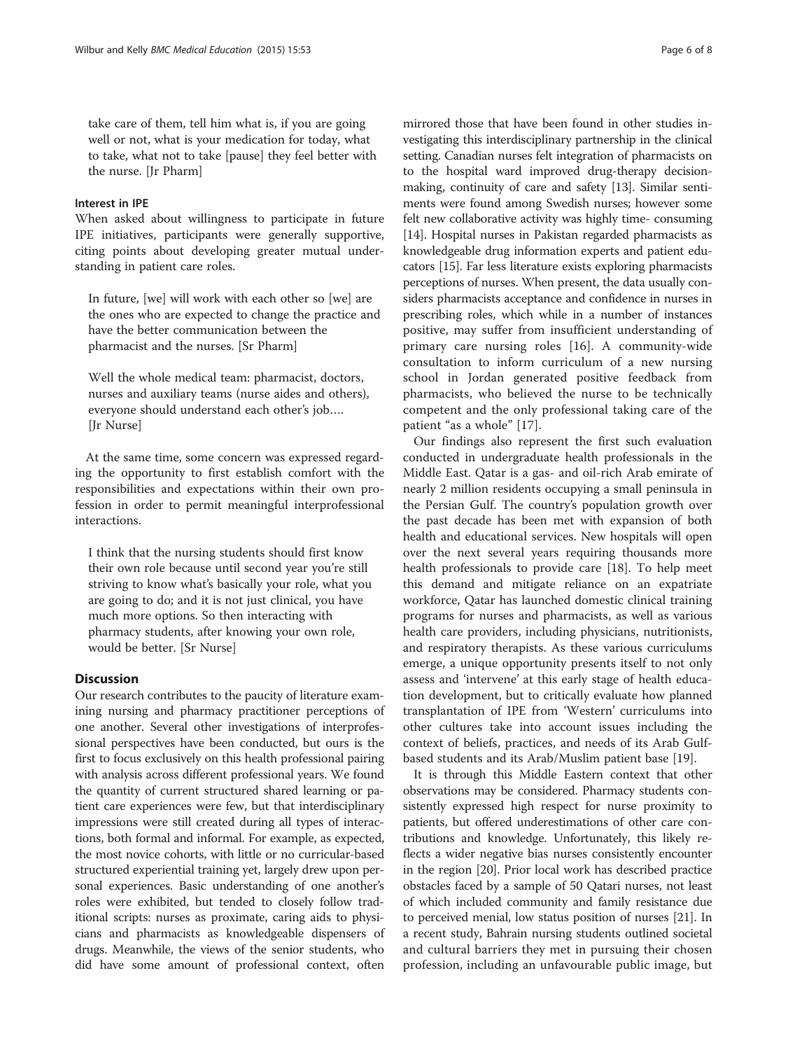take care of them, tell him what is, if you are going well or not, what is your medication for today, what to take, what not to take [pause] they feel better with the nurse. [Jr Pharm]

#### Interest in IPE

When asked about willingness to participate in future IPE initiatives, participants were generally supportive, citing points about developing greater mutual understanding in patient care roles.

> In future, [we] will work with each other so [we] are the ones who are expected to change the practice and have the better communication between the pharmacist and the nurses. [Sr Pharm]

> Well the whole medical team: pharmacist, doctors, nurses and auxiliary teams (nurse aides and others), everyone should understand each other's job…. [Jr Nurse]

At the same time, some concern was expressed regarding the opportunity to first establish comfort with the responsibilities and expectations within their own profession in order to permit meaningful interprofessional interactions.

> I think that the nursing students should first know their own role because until second year you're still striving to know what's basically your role, what you are going to do; and it is not just clinical, you have much more options. So then interacting with pharmacy students, after knowing your own role, would be better. [Sr Nurse]

## Discussion

Our research contributes to the paucity of literature examining nursing and pharmacy practitioner perceptions of one another. Several other investigations of interprofessional perspectives have been conducted, but ours is the first to focus exclusively on this health professional pairing with analysis across different professional years. We found the quantity of current structured shared learning or patient care experiences were few, but that interdisciplinary impressions were still created during all types of interactions, both formal and informal. For example, as expected, the most novice cohorts, with little or no curricular-based structured experiential training yet, largely drew upon personal experiences. Basic understanding of one another's roles were exhibited, but tended to closely follow traditional scripts: nurses as proximate, caring aids to physicians and pharmacists as knowledgeable dispensers of drugs. Meanwhile, the views of the senior students, who did have some amount of professional context, often mirrored those that have been found in other studies investigating this interdisciplinary partnership in the clinical setting. Canadian nurses felt integration of pharmacists on to the hospital ward improved drug-therapy decision-making, continuity of care and safety [13]. Similar sentiments were found among Swedish nurses; however some felt new collaborative activity was highly time- consuming [14]. Hospital nurses in Pakistan regarded pharmacists as knowledgeable drug information experts and patient educators [15]. Far less literature exists exploring pharmacists perceptions of nurses. When present, the data usually considers pharmacists acceptance and confidence in nurses in prescribing roles, which while in a number of instances positive, may suffer from insufficient understanding of primary care nursing roles [16]. A community-wide consultation to inform curriculum of a new nursing school in Jordan generated positive feedback from pharmacists, who believed the nurse to be technically competent and the only professional taking care of the patient "as a whole" [17].

Our findings also represent the first such evaluation conducted in undergraduate health professionals in the Middle East. Qatar is a gas- and oil-rich Arab emirate of nearly 2 million residents occupying a small peninsula in the Persian Gulf. The country's population growth over the past decade has been met with expansion of both health and educational services. New hospitals will open over the next several years requiring thousands more health professionals to provide care [18]. To help meet this demand and mitigate reliance on an expatriate workforce, Qatar has launched domestic clinical training programs for nurses and pharmacists, as well as various health care providers, including physicians, nutritionists, and respiratory therapists. As these various curriculums emerge, a unique opportunity presents itself to not only assess and 'intervene' at this early stage of health education development, but to critically evaluate how planned transplantation of IPE from 'Western' curriculums into other cultures take into account issues including the context of beliefs, practices, and needs of its Arab Gulf-based students and its Arab/Muslim patient base [19].

It is through this Middle Eastern context that other observations may be considered. Pharmacy students consistently expressed high respect for nurse proximity to patients, but offered underestimations of other care contributions and knowledge. Unfortunately, this likely reflects a wider negative bias nurses consistently encounter in the region [20]. Prior local work has described practice obstacles faced by a sample of 50 Qatari nurses, not least of which included community and family resistance due to perceived menial, low status position of nurses [21]. In a recent study, Bahrain nursing students outlined societal and cultural barriers they met in pursuing their chosen profession, including an unfavourable public image, but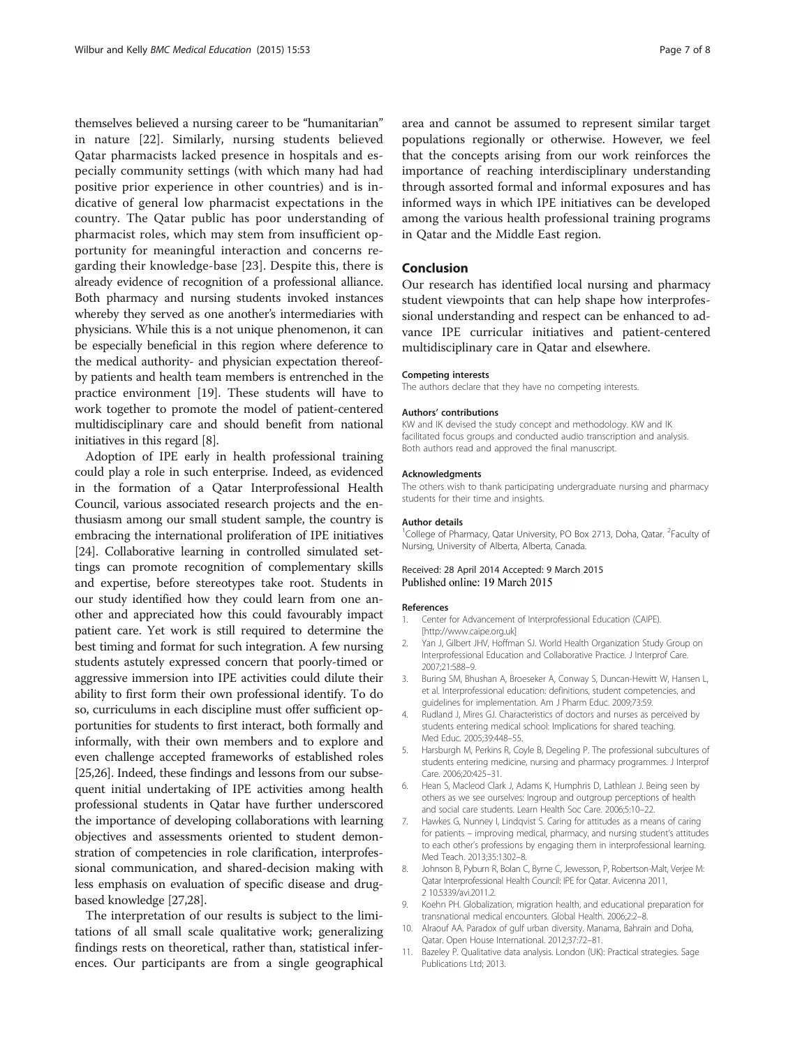themselves believed a nursing career to be "humanitarian" in nature [22]. Similarly, nursing students believed Qatar pharmacists lacked presence in hospitals and especially community settings (with which many had had positive prior experience in other countries) and is indicative of general low pharmacist expectations in the country. The Qatar public has poor understanding of pharmacist roles, which may stem from insufficient opportunity for meaningful interaction and concerns regarding their knowledge-base [23]. Despite this, there is already evidence of recognition of a professional alliance. Both pharmacy and nursing students invoked instances whereby they served as one another's intermediaries with physicians. While this is a not unique phenomenon, it can be especially beneficial in this region where deference to the medical authority- and physician expectation thereof- by patients and health team members is entrenched in the practice environment [19]. These students will have to work together to promote the model of patient-centered multidisciplinary care and should benefit from national initiatives in this regard [8].

Adoption of IPE early in health professional training could play a role in such enterprise. Indeed, as evidenced in the formation of a Qatar Interprofessional Health Council, various associated research projects and the enthusiasm among our small student sample, the country is embracing the international proliferation of IPE initiatives [24]. Collaborative learning in controlled simulated settings can promote recognition of complementary skills and expertise, before stereotypes take root. Students in our study identified how they could learn from one another and appreciated how this could favourably impact patient care. Yet work is still required to determine the best timing and format for such integration. A few nursing students astutely expressed concern that poorly-timed or aggressive immersion into IPE activities could dilute their ability to first form their own professional identify. To do so, curriculums in each discipline must offer sufficient opportunities for students to first interact, both formally and informally, with their own members and to explore and even challenge accepted frameworks of established roles [25,26]. Indeed, these findings and lessons from our subsequent initial undertaking of IPE activities among health professional students in Qatar have further underscored the importance of developing collaborations with learning objectives and assessments oriented to student demonstration of competencies in role clarification, interprofessional communication, and shared-decision making with less emphasis on evaluation of specific disease and drug-based knowledge [27,28].

The interpretation of our results is subject to the limitations of all small scale qualitative work; generalizing findings rests on theoretical, rather than, statistical inferences. Our participants are from a single geographical area and cannot be assumed to represent similar target populations regionally or otherwise. However, we feel that the concepts arising from our work reinforces the importance of reaching interdisciplinary understanding through assorted formal and informal exposures and has informed ways in which IPE initiatives can be developed among the various health professional training programs in Qatar and the Middle East region.

## Conclusion

Our research has identified local nursing and pharmacy student viewpoints that can help shape how interprofessional understanding and respect can be enhanced to advance IPE curricular initiatives and patient-centered multidisciplinary care in Qatar and elsewhere.

#### Competing interests
The authors declare that they have no competing interests.

#### Authors' contributions
KW and IK devised the study concept and methodology. KW and IK facilitated focus groups and conducted audio transcription and analysis. Both authors read and approved the final manuscript.

#### Acknowledgments
The others wish to thank participating undergraduate nursing and pharmacy students for their time and insights.

#### Author details
[1]College of Pharmacy, Qatar University, PO Box 2713, Doha, Qatar. [2]Faculty of Nursing, University of Alberta, Alberta, Canada.

Received: 28 April 2014 Accepted: 9 March 2015
Published online: 19 March 2015

#### References

1. Center for Advancement of Interprofessional Education (CAIPE). [http://www.caipe.org.uk]
2. Yan J, Gilbert JHV, Hoffman SJ. World Health Organization Study Group on Interprofessional Education and Collaborative Practice. J Interprof Care. 2007;21:588–9.
3. Buring SM, Bhushan A, Broeseker A, Conway S, Duncan-Hewitt W, Hansen L, et al. Interprofessional education: definitions, student competencies, and guidelines for implementation. Am J Pharm Educ. 2009;73:59.
4. Rudland J, Mires GJ. Characteristics of doctors and nurses as perceived by students entering medical school: Implications for shared teaching. Med Educ. 2005;39:448–55.
5. Harsburgh M, Perkins R, Coyle B, Degeling P. The professional subcultures of students entering medicine, nursing and pharmacy programmes. J Interprof Care. 2006;20:425–31.
6. Hean S, Macleod Clark J, Adams K, Humphris D, Lathlean J. Being seen by others as we see ourselves: Ingroup and outgroup perceptions of health and social care students. Learn Health Soc Care. 2006;5:10–22.
7. Hawkes G, Nunney I, Lindqvist S. Caring for attitudes as a means of caring for patients – improving medical, pharmacy, and nursing student's attitudes to each other's professions by engaging them in interprofessional learning. Med Teach. 2013;35:1302–8.
8. Johnson B, Pyburn R, Bolan C, Byrne C, Jewesson, P, Robertson-Malt, Verjee M: Qatar Interprofessional Health Council: IPE for Qatar. Avicenna 2011, 2 10.5339/avi.2011.2.
9. Koehn PH. Globalization, migration health, and educational preparation for transnational medical encounters. Global Health. 2006;2:2–8.
10. Alraouf AA. Paradox of gulf urban diversity. Manama, Bahrain and Doha, Qatar. Open House International. 2012;37:72–81.
11. Bazeley P. Qualitative data analysis. London (UK): Practical strategies. Sage Publications Ltd; 2013.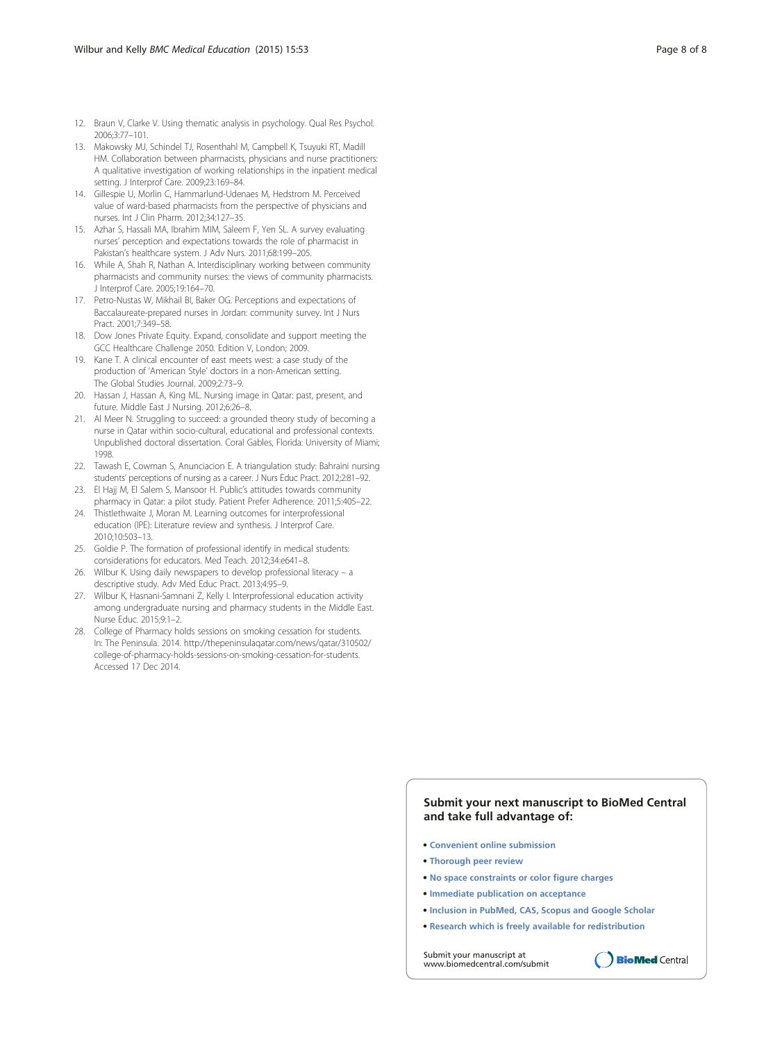12. Braun V, Clarke V. Using thematic analysis in psychology. Qual Res Psychol. 2006;3:77–101.
13. Makowsky MJ, Schindel TJ, Rosenthahl M, Campbell K, Tsuyuki RT, Madill HM. Collaboration between pharmacists, physicians and nurse practitioners: A qualitative investigation of working relationships in the inpatient medical setting. J Interprof Care. 2009;23:169–84.
14. Gillespie U, Morlin C, Hammarlund-Udenaes M, Hedstrom M. Perceived value of ward-based pharmacists from the perspective of physicians and nurses. Int J Clin Pharm. 2012;34:127–35.
15. Azhar S, Hassali MA, Ibrahim MIM, Saleem F, Yen SL. A survey evaluating nurses' perception and expectations towards the role of pharmacist in Pakistan's healthcare system. J Adv Nurs. 2011;68:199–205.
16. While A, Shah R, Nathan A. Interdisciplinary working between community pharmacists and community nurses: the views of community pharmacists. J Interprof Care. 2005;19:164–70.
17. Petro-Nustas W, Mikhail BI, Baker OG. Perceptions and expectations of Baccalaureate-prepared nurses in Jordan: community survey. Int J Nurs Pract. 2001;7:349–58.
18. Dow Jones Private Equity. Expand, consolidate and support meeting the GCC Healthcare Challenge 2050. Edition V, London; 2009.
19. Kane T. A clinical encounter of east meets west: a case study of the production of 'American Style' doctors in a non-American setting. The Global Studies Journal. 2009;2:73–9.
20. Hassan J, Hassan A, King ML. Nursing image in Qatar: past, present, and future. Middle East J Nursing. 2012;6:26–8.
21. Al Meer N. Struggling to succeed: a grounded theory study of becoming a nurse in Qatar within socio-cultural, educational and professional contexts. Unpublished doctoral dissertation. Coral Gables, Florida: University of Miami; 1998.
22. Tawash E, Cowman S, Anunciacion E. A triangulation study: Bahraini nursing students' perceptions of nursing as a career. J Nurs Educ Pract. 2012;2:81–92.
23. El Hajj M, El Salem S, Mansoor H. Public's attitudes towards community pharmacy in Qatar: a pilot study. Patient Prefer Adherence. 2011;5:405–22.
24. Thistlethwaite J, Moran M. Learning outcomes for interprofessional education (IPE): Literature review and synthesis. J Interprof Care. 2010;10:503–13.
25. Goldie P. The formation of professional identify in medical students: considerations for educators. Med Teach. 2012;34:e641–8.
26. Wilbur K. Using daily newspapers to develop professional literacy – a descriptive study. Adv Med Educ Pract. 2013;4:95–9.
27. Wilbur K, Hasnani-Samnani Z, Kelly I. Interprofessional education activity among undergraduate nursing and pharmacy students in the Middle East. Nurse Educ. 2015;9:1–2.
28. College of Pharmacy holds sessions on smoking cessation for students. In: The Peninsula. 2014. http://thepeninsulaqatar.com/news/qatar/310502/college-of-pharmacy-holds-sessions-on-smoking-cessation-for-students. Accessed 17 Dec 2014.

**Submit your next manuscript to BioMed Central and take full advantage of:**

- **Convenient online submission**
- **Thorough peer review**
- **No space constraints or color figure charges**
- **Immediate publication on acceptance**
- **Inclusion in PubMed, CAS, Scopus and Google Scholar**
- **Research which is freely available for redistribution**

Submit your manuscript at
www.biomedcentral.com/submit

BioMed Central